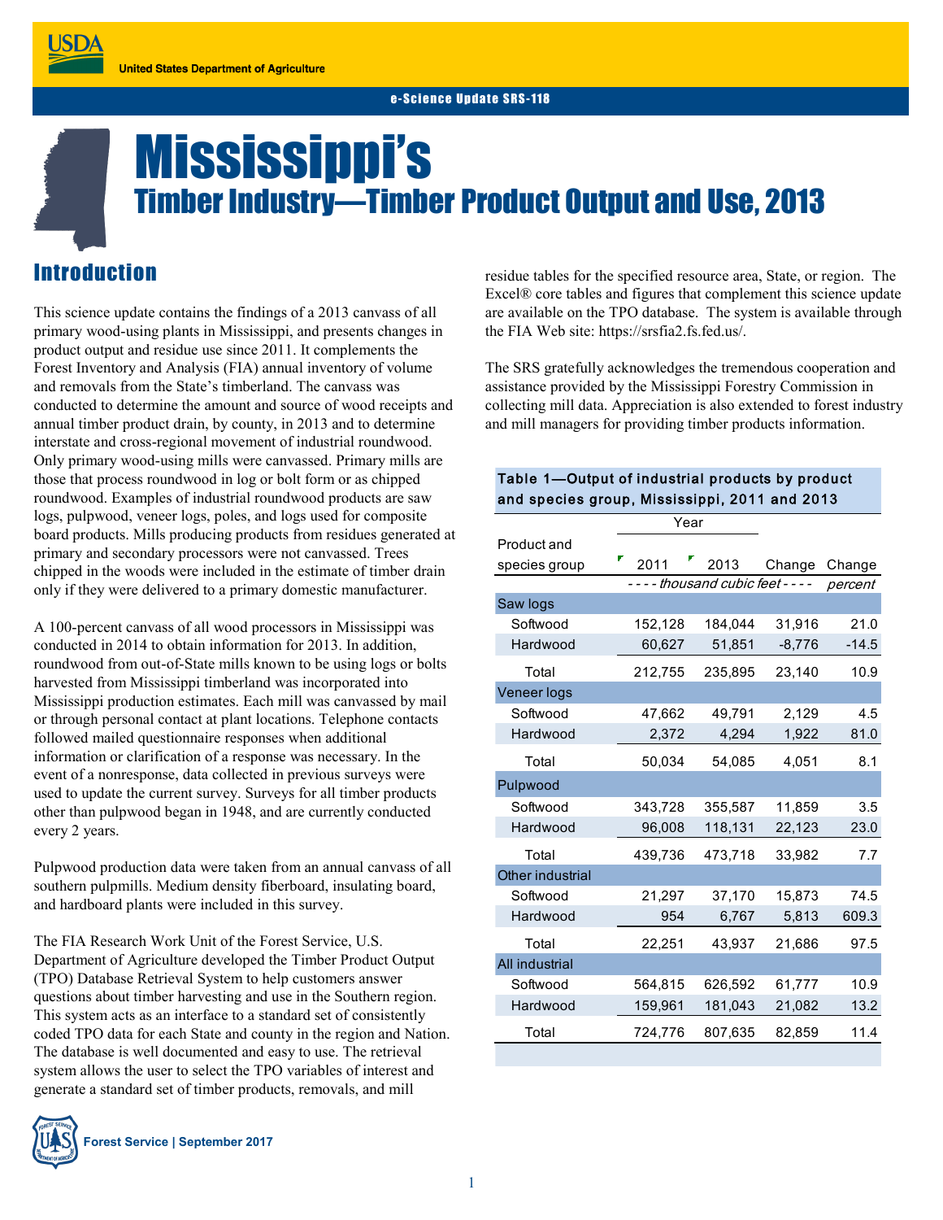United States Department of Agriculture

e-Science Update SRS-118

# Mississippi's

## Timber Industry—Timber Product Output and Use, 2013

## Introduction

This science update contains the findings of a 2013 canvass of all primary wood-using plants in Mississippi, and presents changes in product output and residue use since 2011. It complements the Forest Inventory and Analysis (FIA) annual inventory of volume and removals from the State's timberland. The canvass was conducted to determine the amount and source of wood receipts and annual timber product drain, by county, in 2013 and to determine interstate and cross-regional movement of industrial roundwood. Only primary wood-using mills were canvassed. Primary mills are those that process roundwood in log or bolt form or as chipped roundwood. Examples of industrial roundwood products are saw logs, pulpwood, veneer logs, poles, and logs used for composite board products. Mills producing products from residues generated at primary and secondary processors were not canvassed. Trees chipped in the woods were included in the estimate of timber drain only if they were delivered to a primary domestic manufacturer.

A 100-percent canvass of all wood processors in Mississippi was conducted in 2014 to obtain information for 2013. In addition, roundwood from out-of-State mills known to be using logs or bolts harvested from Mississippi timberland was incorporated into Mississippi production estimates. Each mill was canvassed by mail or through personal contact at plant locations. Telephone contacts followed mailed questionnaire responses when additional information or clarification of a response was necessary. In the event of a nonresponse, data collected in previous surveys were used to update the current survey. Surveys for all timber products other than pulpwood began in 1948, and are currently conducted every 2 years.

Pulpwood production data were taken from an annual canvass of all southern pulpmills. Medium density fiberboard, insulating board, and hardboard plants were included in this survey.

The FIA Research Work Unit of the Forest Service, U.S. Department of Agriculture developed the Timber Product Output (TPO) Database Retrieval System to help customers answer questions about timber harvesting and use in the Southern region. This system acts as an interface to a standard set of consistently coded TPO data for each State and county in the region and Nation. The database is well documented and easy to use. The retrieval system allows the user to select the TPO variables of interest and generate a standard set of timber products, removals, and mill residue tables for the specified resource area, State, or region. The Excel® core tables and figures that complement this science update are available on the TPO database. The system is available through the FIA Web site: https://srsfia2.fs.fed.us/.

The SRS gratefully acknowledges the tremendous cooperation and assistance provided by the Mississippi Forestry Commission in collecting mill data. Appreciation is also extended to forest industry and mill managers for providing timber products information.

**Table 1—Output of industrial products by product and species group, Mississippi, 2011 and 2013**

| Product and species group | Year 2011 | Year 2013 | Change | Change |
|---|---|---|---|---|
| | *thousand cubic feet* | | | *percent* |
| **Saw logs** | | | | |
| Softwood | 152,128 | 184,044 | 31,916 | 21.0 |
| Hardwood | 60,627 | 51,851 | -8,776 | -14.5 |
| Total | 212,755 | 235,895 | 23,140 | 10.9 |
| **Veneer logs** | | | | |
| Softwood | 47,662 | 49,791 | 2,129 | 4.5 |
| Hardwood | 2,372 | 4,294 | 1,922 | 81.0 |
| Total | 50,034 | 54,085 | 4,051 | 8.1 |
| **Pulpwood** | | | | |
| Softwood | 343,728 | 355,587 | 11,859 | 3.5 |
| Hardwood | 96,008 | 118,131 | 22,123 | 23.0 |
| Total | 439,736 | 473,718 | 33,982 | 7.7 |
| **Other industrial** | | | | |
| Softwood | 21,297 | 37,170 | 15,873 | 74.5 |
| Hardwood | 954 | 6,767 | 5,813 | 609.3 |
| Total | 22,251 | 43,937 | 21,686 | 97.5 |
| **All industrial** | | | | |
| Softwood | 564,815 | 626,592 | 61,777 | 10.9 |
| Hardwood | 159,961 | 181,043 | 21,082 | 13.2 |
| Total | 724,776 | 807,635 | 82,859 | 11.4 |

Forest Service | September 2017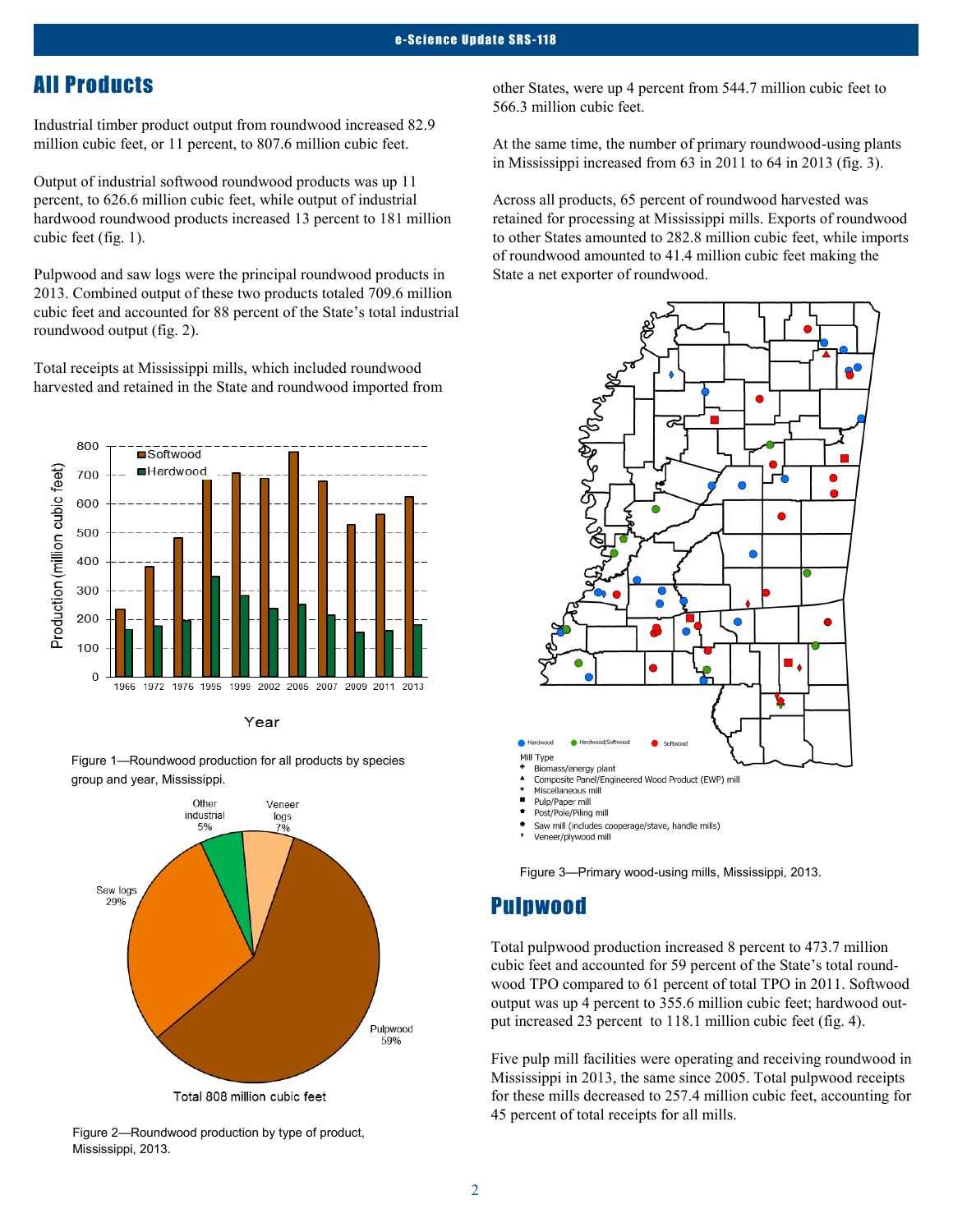## All Products

Industrial timber product output from roundwood increased 82.9 million cubic feet, or 11 percent, to 807.6 million cubic feet.

Output of industrial softwood roundwood products was up 11 percent, to 626.6 million cubic feet, while output of industrial hardwood roundwood products increased 13 percent to 181 million cubic feet (fig. 1).

Pulpwood and saw logs were the principal roundwood products in 2013. Combined output of these two products totaled 709.6 million cubic feet and accounted for 88 percent of the State's total industrial roundwood output (fig. 2).

Total receipts at Mississippi mills, which included roundwood harvested and retained in the State and roundwood imported from other States, were up 4 percent from 544.7 million cubic feet to 566.3 million cubic feet.

At the same time, the number of primary roundwood-using plants in Mississippi increased from 63 in 2011 to 64 in 2013 (fig. 3).

Across all products, 65 percent of roundwood harvested was retained for processing at Mississippi mills. Exports of roundwood to other States amounted to 282.8 million cubic feet, while imports of roundwood amounted to 41.4 million cubic feet making the State a net exporter of roundwood.

Figure 1—Roundwood production for all products by species group and year, Mississippi.

Figure 2—Roundwood production by type of product, Mississippi, 2013.

Figure 3—Primary wood-using mills, Mississippi, 2013.

## Pulpwood

Total pulpwood production increased 8 percent to 473.7 million cubic feet and accounted for 59 percent of the State's total roundwood TPO compared to 61 percent of total TPO in 2011. Softwood output was up 4 percent to 355.6 million cubic feet; hardwood output increased 23 percent to 118.1 million cubic feet (fig. 4).

Five pulp mill facilities were operating and receiving roundwood in Mississippi in 2013, the same since 2005. Total pulpwood receipts for these mills decreased to 257.4 million cubic feet, accounting for 45 percent of total receipts for all mills.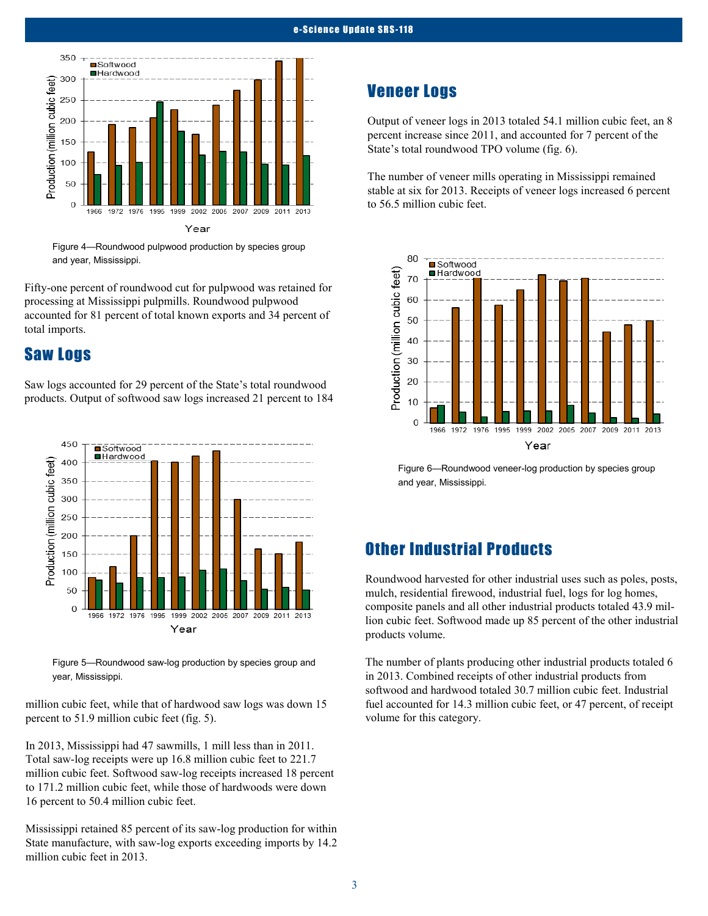Figure 4—Roundwood pulpwood production by species group and year, Mississippi.

Fifty-one percent of roundwood cut for pulpwood was retained for processing at Mississippi pulpmills. Roundwood pulpwood accounted for 81 percent of total known exports and 34 percent of total imports.

## Saw Logs

Saw logs accounted for 29 percent of the State's total roundwood products. Output of softwood saw logs increased 21 percent to 184 million cubic feet, while that of hardwood saw logs was down 15 percent to 51.9 million cubic feet (fig. 5).

Figure 5—Roundwood saw-log production by species group and year, Mississippi.

In 2013, Mississippi had 47 sawmills, 1 mill less than in 2011. Total saw-log receipts were up 16.8 million cubic feet to 221.7 million cubic feet. Softwood saw-log receipts increased 18 percent to 171.2 million cubic feet, while those of hardwoods were down 16 percent to 50.4 million cubic feet.

Mississippi retained 85 percent of its saw-log production for within State manufacture, with saw-log exports exceeding imports by 14.2 million cubic feet in 2013.

## Veneer Logs

Output of veneer logs in 2013 totaled 54.1 million cubic feet, an 8 percent increase since 2011, and accounted for 7 percent of the State's total roundwood TPO volume (fig. 6).

The number of veneer mills operating in Mississippi remained stable at six for 2013. Receipts of veneer logs increased 6 percent to 56.5 million cubic feet.

Figure 6—Roundwood veneer-log production by species group and year, Mississippi.

## Other Industrial Products

Roundwood harvested for other industrial uses such as poles, posts, mulch, residential firewood, industrial fuel, logs for log homes, composite panels and all other industrial products totaled 43.9 million cubic feet. Softwood made up 85 percent of the other industrial products volume.

The number of plants producing other industrial products totaled 6 in 2013. Combined receipts of other industrial products from softwood and hardwood totaled 30.7 million cubic feet. Industrial fuel accounted for 14.3 million cubic feet, or 47 percent, of receipt volume for this category.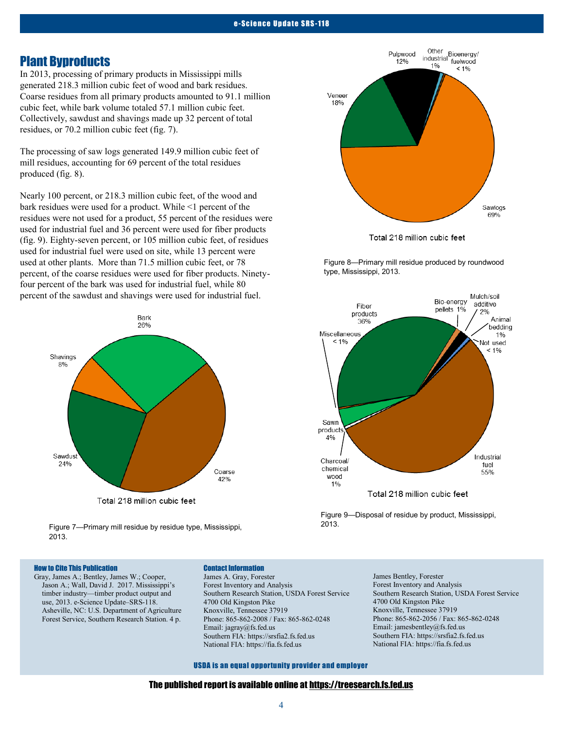## Plant Byproducts

In 2013, processing of primary products in Mississippi mills generated 218.3 million cubic feet of wood and bark residues. Coarse residues from all primary products amounted to 91.1 million cubic feet, while bark volume totaled 57.1 million cubic feet. Collectively, sawdust and shavings made up 32 percent of total residues, or 70.2 million cubic feet (fig. 7).

The processing of saw logs generated 149.9 million cubic feet of mill residues, accounting for 69 percent of the total residues produced (fig. 8).

Nearly 100 percent, or 218.3 million cubic feet, of the wood and bark residues were used for a product. While <1 percent of the residues were not used for a product, 55 percent of the residues were used for industrial fuel and 36 percent were used for fiber products (fig. 9). Eighty-seven percent, or 105 million cubic feet, of residues used for industrial fuel were used on site, while 13 percent were used at other plants. More than 71.5 million cubic feet, or 78 percent, of the coarse residues were used for fiber products. Ninety-four percent of the bark was used for industrial fuel, while 80 percent of the sawdust and shavings were used for industrial fuel.

Bark 26%
Shavings 8%
Sawdust 24%
Coarse 42%
Total 218 million cubic feet

Figure 7—Primary mill residue by residue type, Mississippi, 2013.

Pulpwood 12%
Other industrial 1%
Bioenergy/fuelwood < 1%
Veneer 18%
Sawlogs 69%
Total 218 million cubic feet

Figure 8—Primary mill residue produced by roundwood type, Mississippi, 2013.

Fiber products 36%
Bio-energy pellets 1%
Mulch/soil additive 2%
Animal bedding 1%
Not used < 1%
Miscellaneous < 1%
Sawn products 4%
Charcoal/chemical wood 1%
Industrial fuel 55%
Total 218 million cubic feet

Figure 9—Disposal of residue by product, Mississippi, 2013.

**How to Cite This Publication**

Gray, James A.; Bentley, James W.; Cooper, Jason A.; Wall, David J. 2017. Mississippi's timber industry—timber product output and use, 2013. e-Science Update–SRS-118. Asheville, NC: U.S. Department of Agriculture Forest Service, Southern Research Station. 4 p.

**Contact Information**

James A. Gray, Forester
Forest Inventory and Analysis
Southern Research Station, USDA Forest Service
4700 Old Kingston Pike
Knoxville, Tennessee 37919
Phone: 865-862-2008 / Fax: 865-862-0248
Email: jagray@fs.fed.us
Southern FIA: https://srsfia2.fs.fed.us
National FIA: https://fia.fs.fed.us

James Bentley, Forester
Forest Inventory and Analysis
Southern Research Station, USDA Forest Service
4700 Old Kingston Pike
Knoxville, Tennessee 37919
Phone: 865-862-2056 / Fax: 865-862-0248
Email: jamesbentley@fs.fed.us
Southern FIA: https://srsfia2.fs.fed.us
National FIA: https://fia.fs.fed.us

**USDA is an equal opportunity provider and employer**

**The published report is available online at https://treesearch.fs.fed.us**